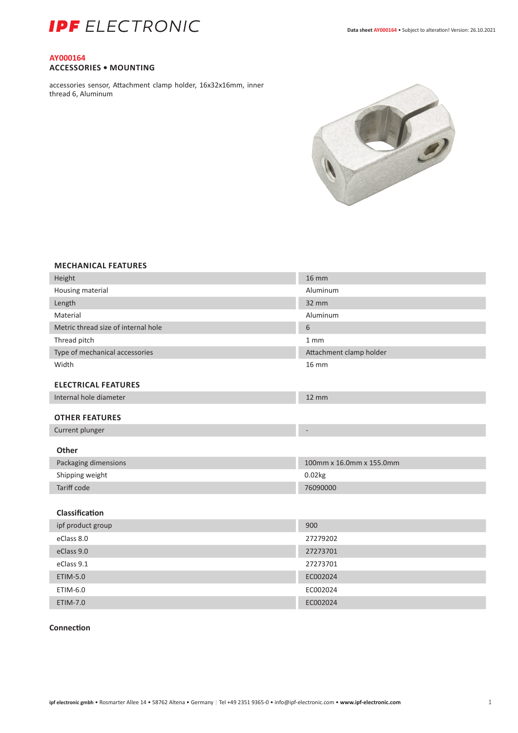# IPF ELECTRONIC

**AY000164**
**ACCESSORIES • MOUNTING**

accessories sensor, Attachment clamp holder, 16x32x16mm, inner thread 6, Aluminum

### MECHANICAL FEATURES

| | |
|---|---|
| Height | 16 mm |
| Housing material | Aluminum |
| Length | 32 mm |
| Material | Aluminum |
| Metric thread size of internal hole | 6 |
| Thread pitch | 1 mm |
| Type of mechanical accessories | Attachment clamp holder |
| Width | 16 mm |

### ELECTRICAL FEATURES

| | |
|---|---|
| Internal hole diameter | 12 mm |

### OTHER FEATURES

| | |
|---|---|
| Current plunger | - |

### Other

| | |
|---|---|
| Packaging dimensions | 100mm x 16.0mm x 155.0mm |
| Shipping weight | 0.02kg |
| Tariff code | 76090000 |

### Classification

| | |
|---|---|
| ipf product group | 900 |
| eClass 8.0 | 27279202 |
| eClass 9.0 | 27273701 |
| eClass 9.1 | 27273701 |
| ETIM-5.0 | EC002024 |
| ETIM-6.0 | EC002024 |
| ETIM-7.0 | EC002024 |

### Connection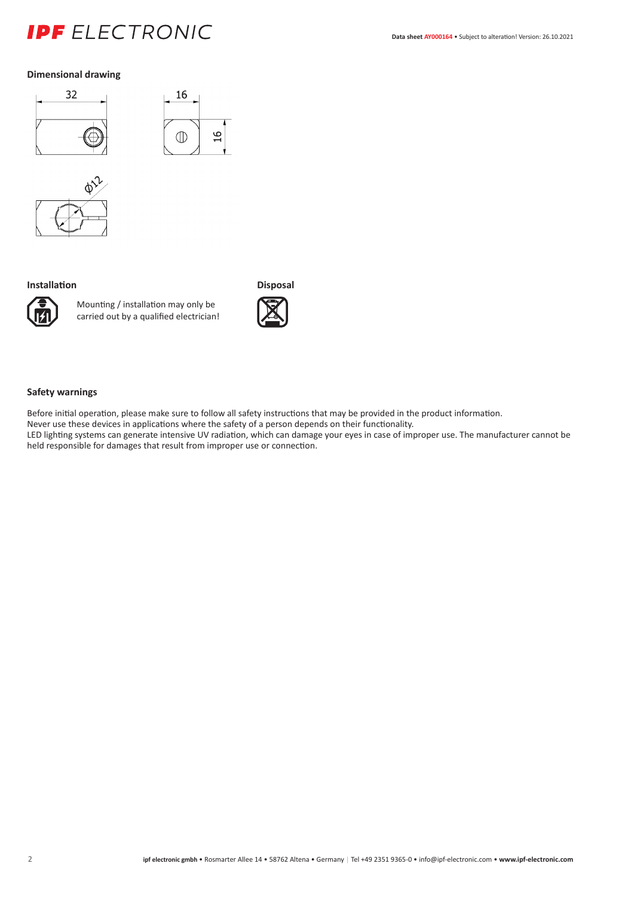## Dimensional drawing

32

16

16

Ø12

## Installation

Mounting / installation may only be carried out by a qualified electrician!

## Disposal

## Safety warnings

Before initial operation, please make sure to follow all safety instructions that may be provided in the product information.
Never use these devices in applications where the safety of a person depends on their functionality.
LED lighting systems can generate intensive UV radiation, which can damage your eyes in case of improper use. The manufacturer cannot be held responsible for damages that result from improper use or connection.